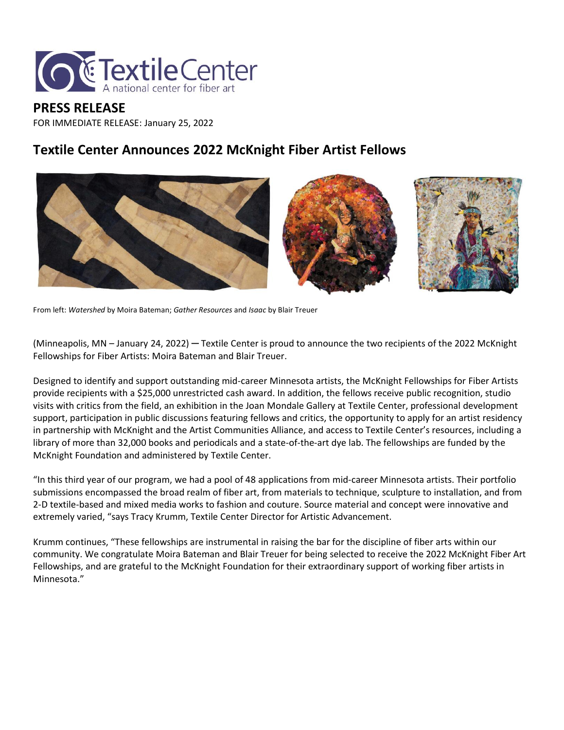TextileCenter
A national center for fiber art

**PRESS RELEASE**

FOR IMMEDIATE RELEASE: January 25, 2022

## Textile Center Announces 2022 McKnight Fiber Artist Fellows

From left: *Watershed* by Moira Bateman; *Gather Resources* and *Isaac* by Blair Treuer

(Minneapolis, MN – January 24, 2022) — Textile Center is proud to announce the two recipients of the 2022 McKnight Fellowships for Fiber Artists: Moira Bateman and Blair Treuer.

Designed to identify and support outstanding mid-career Minnesota artists, the McKnight Fellowships for Fiber Artists provide recipients with a $25,000 unrestricted cash award. In addition, the fellows receive public recognition, studio visits with critics from the field, an exhibition in the Joan Mondale Gallery at Textile Center, professional development support, participation in public discussions featuring fellows and critics, the opportunity to apply for an artist residency in partnership with McKnight and the Artist Communities Alliance, and access to Textile Center's resources, including a library of more than 32,000 books and periodicals and a state-of-the-art dye lab. The fellowships are funded by the McKnight Foundation and administered by Textile Center.

"In this third year of our program, we had a pool of 48 applications from mid-career Minnesota artists. Their portfolio submissions encompassed the broad realm of fiber art, from materials to technique, sculpture to installation, and from 2-D textile-based and mixed media works to fashion and couture. Source material and concept were innovative and extremely varied, "says Tracy Krumm, Textile Center Director for Artistic Advancement.

Krumm continues, "These fellowships are instrumental in raising the bar for the discipline of fiber arts within our community. We congratulate Moira Bateman and Blair Treuer for being selected to receive the 2022 McKnight Fiber Art Fellowships, and are grateful to the McKnight Foundation for their extraordinary support of working fiber artists in Minnesota."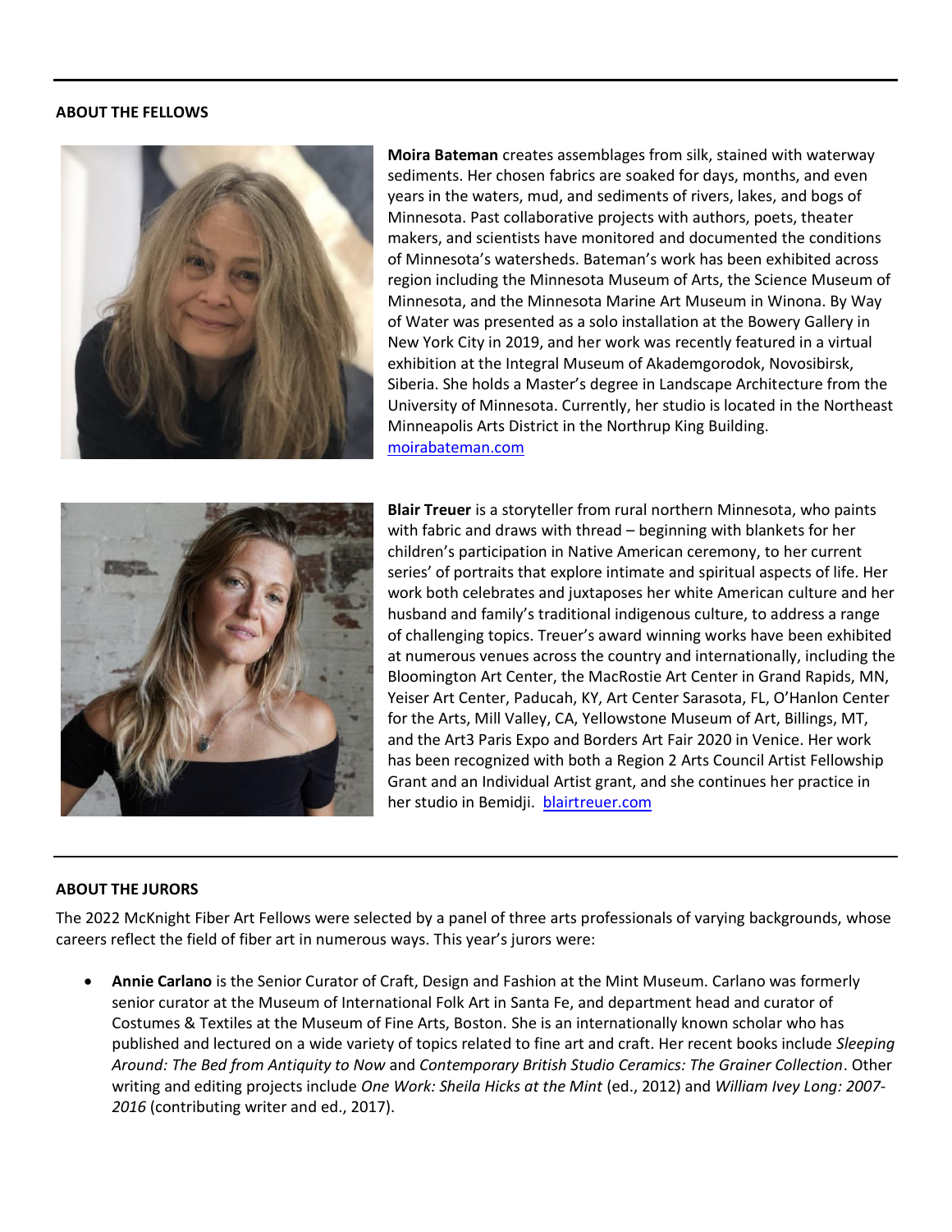## ABOUT THE FELLOWS

**Moira Bateman** creates assemblages from silk, stained with waterway sediments. Her chosen fabrics are soaked for days, months, and even years in the waters, mud, and sediments of rivers, lakes, and bogs of Minnesota. Past collaborative projects with authors, poets, theater makers, and scientists have monitored and documented the conditions of Minnesota's watersheds. Bateman's work has been exhibited across region including the Minnesota Museum of Arts, the Science Museum of Minnesota, and the Minnesota Marine Art Museum in Winona. By Way of Water was presented as a solo installation at the Bowery Gallery in New York City in 2019, and her work was recently featured in a virtual exhibition at the Integral Museum of Akademgorodok, Novosibirsk, Siberia. She holds a Master's degree in Landscape Architecture from the University of Minnesota. Currently, her studio is located in the Northeast Minneapolis Arts District in the Northrup King Building. [moirabateman.com](moirabateman.com)

**Blair Treuer** is a storyteller from rural northern Minnesota, who paints with fabric and draws with thread – beginning with blankets for her children's participation in Native American ceremony, to her current series' of portraits that explore intimate and spiritual aspects of life. Her work both celebrates and juxtaposes her white American culture and her husband and family's traditional indigenous culture, to address a range of challenging topics. Treuer's award winning works have been exhibited at numerous venues across the country and internationally, including the Bloomington Art Center, the MacRostie Art Center in Grand Rapids, MN, Yeiser Art Center, Paducah, KY, Art Center Sarasota, FL, O'Hanlon Center for the Arts, Mill Valley, CA, Yellowstone Museum of Art, Billings, MT, and the Art3 Paris Expo and Borders Art Fair 2020 in Venice. Her work has been recognized with both a Region 2 Arts Council Artist Fellowship Grant and an Individual Artist grant, and she continues her practice in her studio in Bemidji. [blairtreuer.com](blairtreuer.com)

## ABOUT THE JURORS

The 2022 McKnight Fiber Art Fellows were selected by a panel of three arts professionals of varying backgrounds, whose careers reflect the field of fiber art in numerous ways. This year's jurors were:

- **Annie Carlano** is the Senior Curator of Craft, Design and Fashion at the Mint Museum. Carlano was formerly senior curator at the Museum of International Folk Art in Santa Fe, and department head and curator of Costumes & Textiles at the Museum of Fine Arts, Boston. She is an internationally known scholar who has published and lectured on a wide variety of topics related to fine art and craft. Her recent books include *Sleeping Around: The Bed from Antiquity to Now* and *Contemporary British Studio Ceramics: The Grainer Collection*. Other writing and editing projects include *One Work: Sheila Hicks at the Mint* (ed., 2012) and *William Ivey Long: 2007-2016* (contributing writer and ed., 2017).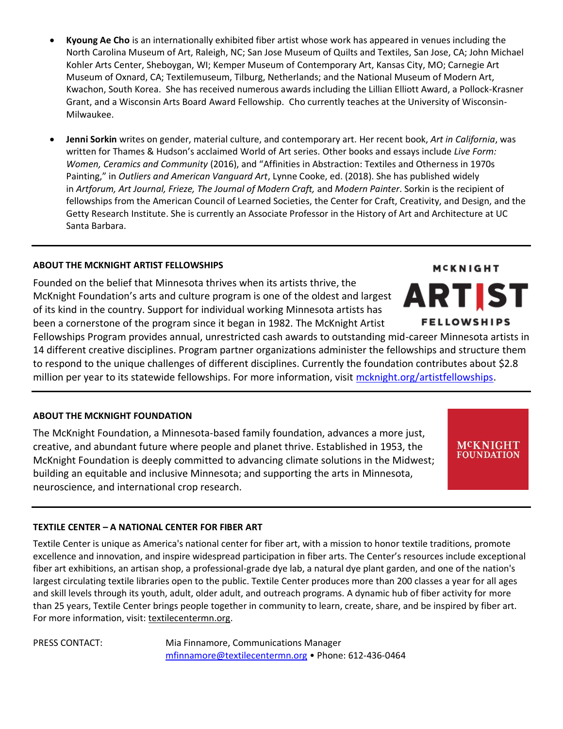- **Kyoung Ae Cho** is an internationally exhibited fiber artist whose work has appeared in venues including the North Carolina Museum of Art, Raleigh, NC; San Jose Museum of Quilts and Textiles, San Jose, CA; John Michael Kohler Arts Center, Sheboygan, WI; Kemper Museum of Contemporary Art, Kansas City, MO; Carnegie Art Museum of Oxnard, CA; Textilemuseum, Tilburg, Netherlands; and the National Museum of Modern Art, Kwachon, South Korea. She has received numerous awards including the Lillian Elliott Award, a Pollock-Krasner Grant, and a Wisconsin Arts Board Award Fellowship. Cho currently teaches at the University of Wisconsin-Milwaukee.

- **Jenni Sorkin** writes on gender, material culture, and contemporary art. Her recent book, *Art in California*, was written for Thames & Hudson's acclaimed World of Art series. Other books and essays include *Live Form: Women, Ceramics and Community* (2016), and "Affinities in Abstraction: Textiles and Otherness in 1970s Painting," in *Outliers and American Vanguard Art*, Lynne Cooke, ed. (2018). She has published widely in *Artforum, Art Journal, Frieze, The Journal of Modern Craft,* and *Modern Painter*. Sorkin is the recipient of fellowships from the American Council of Learned Societies, the Center for Craft, Creativity, and Design, and the Getty Research Institute. She is currently an Associate Professor in the History of Art and Architecture at UC Santa Barbara.

---

## ABOUT THE MCKNIGHT ARTIST FELLOWSHIPS

McKNIGHT ARTIST FELLOWSHIPS

Founded on the belief that Minnesota thrives when its artists thrive, the McKnight Foundation's arts and culture program is one of the oldest and largest of its kind in the country. Support for individual working Minnesota artists has been a cornerstone of the program since it began in 1982. The McKnight Artist Fellowships Program provides annual, unrestricted cash awards to outstanding mid-career Minnesota artists in 14 different creative disciplines. Program partner organizations administer the fellowships and structure them to respond to the unique challenges of different disciplines. Currently the foundation contributes about $2.8 million per year to its statewide fellowships. For more information, visit [mcknight.org/artistfellowships](mcknight.org/artistfellowships).

---

## ABOUT THE MCKNIGHT FOUNDATION

McKNIGHT FOUNDATION

The McKnight Foundation, a Minnesota-based family foundation, advances a more just, creative, and abundant future where people and planet thrive. Established in 1953, the McKnight Foundation is deeply committed to advancing climate solutions in the Midwest; building an equitable and inclusive Minnesota; and supporting the arts in Minnesota, neuroscience, and international crop research.

---

## TEXTILE CENTER – A NATIONAL CENTER FOR FIBER ART

Textile Center is unique as America's national center for fiber art, with a mission to honor textile traditions, promote excellence and innovation, and inspire widespread participation in fiber arts. The Center's resources include exceptional fiber art exhibitions, an artisan shop, a professional-grade dye lab, a natural dye plant garden, and one of the nation's largest circulating textile libraries open to the public. Textile Center produces more than 200 classes a year for all ages and skill levels through its youth, adult, older adult, and outreach programs. A dynamic hub of fiber activity for more than 25 years, Textile Center brings people together in community to learn, create, share, and be inspired by fiber art. For more information, visit: textilecentermn.org.

PRESS CONTACT: Mia Finnamore, Communications Manager
mfinnamore@textilecentermn.org • Phone: 612-436-0464